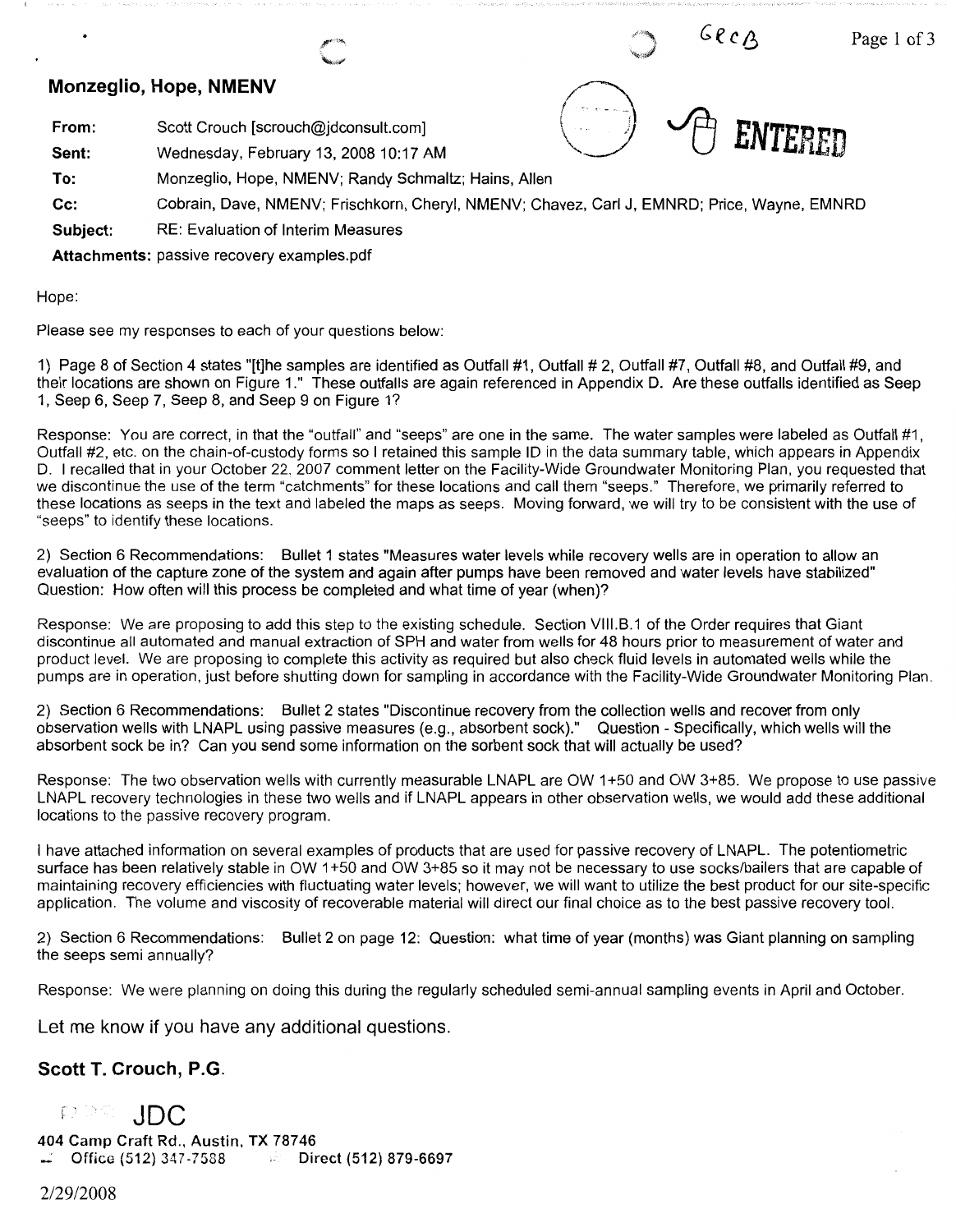**Monzeglio, Hope, NMENV**

| | |
|---|---|
| **From:** | Scott Crouch [scrouch@jdconsult.com] |
| **Sent:** | Wednesday, February 13, 2008 10:17 AM |
| **To:** | Monzeglio, Hope, NMENV; Randy Schmaltz; Hains, Allen |
| **Cc:** | Cobrain, Dave, NMENV; Frischkorn, Cheryl, NMENV; Chavez, Carl J, EMNRD; Price, Wayne, EMNRD |
| **Subject:** | RE: Evaluation of Interim Measures |
| **Attachments:** | passive recovery examples.pdf |

Hope:

Please see my responses to each of your questions below:

1) Page 8 of Section 4 states "[t]he samples are identified as Outfall #1, Outfall # 2, Outfall #7, Outfall #8, and Outfall #9, and their locations are shown on Figure 1." These outfalls are again referenced in Appendix D. Are these outfalls identified as Seep 1, Seep 6, Seep 7, Seep 8, and Seep 9 on Figure 1?

Response: You are correct, in that the "outfall" and "seeps" are one in the same. The water samples were labeled as Outfall #1, Outfall #2, etc. on the chain-of-custody forms so I retained this sample ID in the data summary table, which appears in Appendix D. I recalled that in your October 22, 2007 comment letter on the Facility-Wide Groundwater Monitoring Plan, you requested that we discontinue the use of the term "catchments" for these locations and call them "seeps." Therefore, we primarily referred to these locations as seeps in the text and labeled the maps as seeps. Moving forward, we will try to be consistent with the use of "seeps" to identify these locations.

2) Section 6 Recommendations: Bullet 1 states "Measures water levels while recovery wells are in operation to allow an evaluation of the capture zone of the system and again after pumps have been removed and water levels have stabilized" Question: How often will this process be completed and what time of year (when)?

Response: We are proposing to add this step to the existing schedule. Section VIII.B.1 of the Order requires that Giant discontinue all automated and manual extraction of SPH and water from wells for 48 hours prior to measurement of water and product level. We are proposing to complete this activity as required but also check fluid levels in automated wells while the pumps are in operation, just before shutting down for sampling in accordance with the Facility-Wide Groundwater Monitoring Plan.

2) Section 6 Recommendations: Bullet 2 states "Discontinue recovery from the collection wells and recover from only observation wells with LNAPL using passive measures (e.g., absorbent sock)." Question - Specifically, which wells will the absorbent sock be in? Can you send some information on the sorbent sock that will actually be used?

Response: The two observation wells with currently measurable LNAPL are OW 1+50 and OW 3+85. We propose to use passive LNAPL recovery technologies in these two wells and if LNAPL appears in other observation wells, we would add these additional locations to the passive recovery program.

I have attached information on several examples of products that are used for passive recovery of LNAPL. The potentiometric surface has been relatively stable in OW 1+50 and OW 3+85 so it may not be necessary to use socks/bailers that are capable of maintaining recovery efficiencies with fluctuating water levels; however, we will want to utilize the best product for our site-specific application. The volume and viscosity of recoverable material will direct our final choice as to the best passive recovery tool.

2) Section 6 Recommendations: Bullet 2 on page 12: Question: what time of year (months) was Giant planning on sampling the seeps semi annually?

Response: We were planning on doing this during the regularly scheduled semi-annual sampling events in April and October.

Let me know if you have any additional questions.

**Scott T. Crouch, P.G.**

JDC

**404 Camp Craft Rd., Austin, TX 78746**
**Office (512) 347-7588 Direct (512) 879-6697**

2/29/2008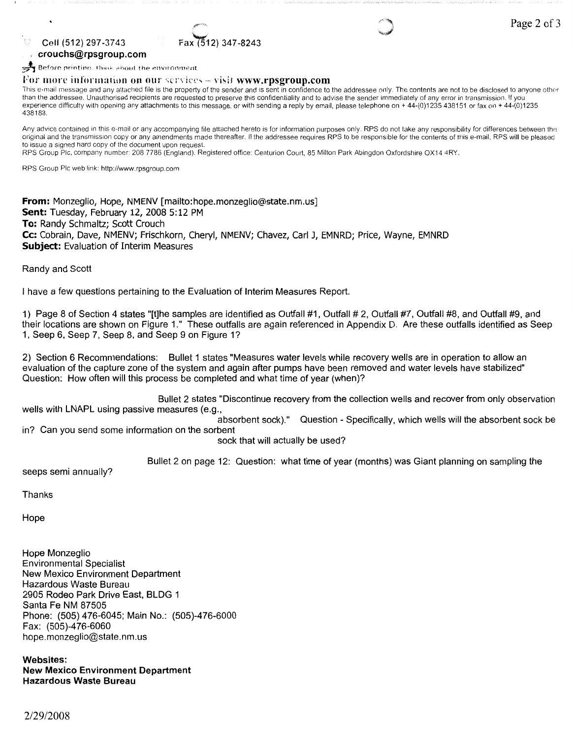Cell (512) 297-3743 Fax (512) 347-8243
**crouchs@rpsgroup.com**

Before printing, think about the environment

**For more information on our services – visit www.rpsgroup.com**

This e-mail message and any attached file is the property of the sender and is sent in confidence to the addressee only. The contents are not to be disclosed to anyone other than the addressee. Unauthorised recipients are requested to preserve this confidentiality and to advise the sender immediately of any error in transmission. If you experience difficulty with opening any attachments to this message, or with sending a reply by email, please telephone on + 44-(0)1235 438151 or fax on + 44-(0)1235 438183.

Any advice contained in this e-mail or any accompanying file attached hereto is for information purposes only. RPS do not take any responsibility for differences between the original and the transmission copy or any amendments made thereafter. If the addressee requires RPS to be responsible for the contents of this e-mail, RPS will be pleased to issue a signed hard copy of the document upon request.
RPS Group Plc, company number: 208 7786 (England). Registered office: Centurion Court, 85 Milton Park Abingdon Oxfordshire OX14 4RY.

RPS Group Plc web link: http://www.rpsgroup.com

**From:** Monzeglio, Hope, NMENV [mailto:hope.monzeglio@state.nm.us]
**Sent:** Tuesday, February 12, 2008 5:12 PM
**To:** Randy Schmaltz; Scott Crouch
**Cc:** Cobrain, Dave, NMENV; Frischkorn, Cheryl, NMENV; Chavez, Carl J, EMNRD; Price, Wayne, EMNRD
**Subject:** Evaluation of Interim Measures

Randy and Scott

I have a few questions pertaining to the Evaluation of Interim Measures Report.

1) Page 8 of Section 4 states "[t]he samples are identified as Outfall #1, Outfall # 2, Outfall #7, Outfall #8, and Outfall #9, and their locations are shown on Figure 1." These outfalls are again referenced in Appendix D. Are these outfalls identified as Seep 1, Seep 6, Seep 7, Seep 8, and Seep 9 on Figure 1?

2) Section 6 Recommendations: Bullet 1 states "Measures water levels while recovery wells are in operation to allow an evaluation of the capture zone of the system and again after pumps have been removed and water levels have stabilized" Question: How often will this process be completed and what time of year (when)?

Bullet 2 states "Discontinue recovery from the collection wells and recover from only observation wells with LNAPL using passive measures (e.g., absorbent sock)." Question - Specifically, which wells will the absorbent sock be in? Can you send some information on the sorbent sock that will actually be used?

Bullet 2 on page 12: Question: what time of year (months) was Giant planning on sampling the seeps semi annually?

Thanks

Hope

Hope Monzeglio
Environmental Specialist
New Mexico Environment Department
Hazardous Waste Bureau
2905 Rodeo Park Drive East, BLDG 1
Santa Fe NM 87505
Phone: (505) 476-6045; Main No.: (505)-476-6000
Fax: (505)-476-6060
hope.monzeglio@state.nm.us

**Websites:**
**New Mexico Environment Department**
**Hazardous Waste Bureau**

2/29/2008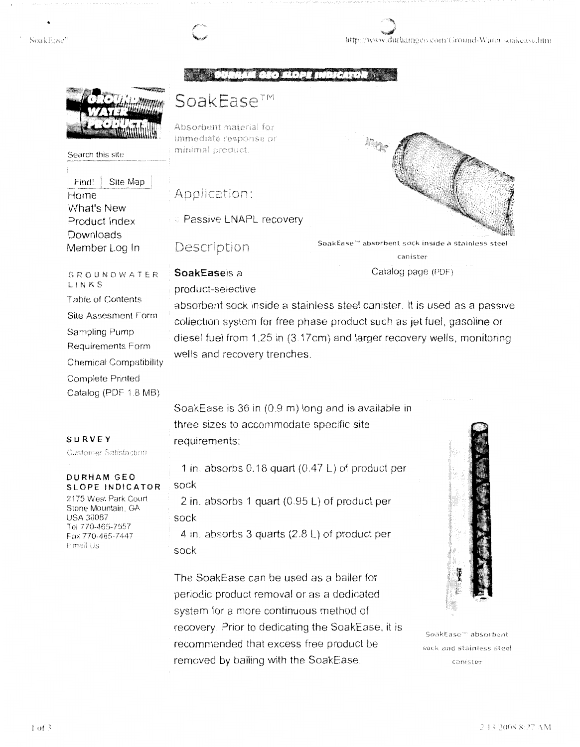DURHAM GEO SLOPE INDICATOR

GROUND WATER PRODUCTS

Search this site

Find! | Site Map

Home
What's New
Product Index
Downloads
Member Log In

GROUNDWATER LINKS

Table of Contents
Site Assesment Form
Sampling Pump Requirements Form
Chemical Compatibility
Complete Printed Catalog (PDF 1.8 MB)

SURVEY

Customer Satisfaction

DURHAM GEO SLOPE INDICATOR
2175 West Park Court
Stone Mountain, GA
USA 30087
Tel 770-465-7557
Fax 770-465-7447
Email Us

# SoakEase™

Absorbent material for immediate response or minimal product

SoakEase™ absorbent sock inside a stainless steel canister

Catalog page (PDF)

## Application:

- Passive LNAPL recovery

## Description

**SoakEase**is a product-selective absorbent sock inside a stainless steel canister. It is used as a passive collection system for free phase product such as jet fuel, gasoline or diesel fuel from 1.25 in (3.17cm) and larger recovery wells, monitoring wells and recovery trenches.

SoakEase is 36 in (0.9 m) long and is available in three sizes to accommodate specific site requirements:

- 1 in. absorbs 0.18 quart (0.47 L) of product per sock
- 2 in. absorbs 1 quart (0.95 L) of product per sock
- 4 in. absorbs 3 quarts (2.8 L) of product per sock

The SoakEase can be used as a bailer for periodic product removal or as a dedicated system for a more continuous method of recovery. Prior to dedicating the SoakEase, it is recommended that excess free product be removed by bailing with the SoakEase.

SoakEase™ absorbent sock and stainless steel canister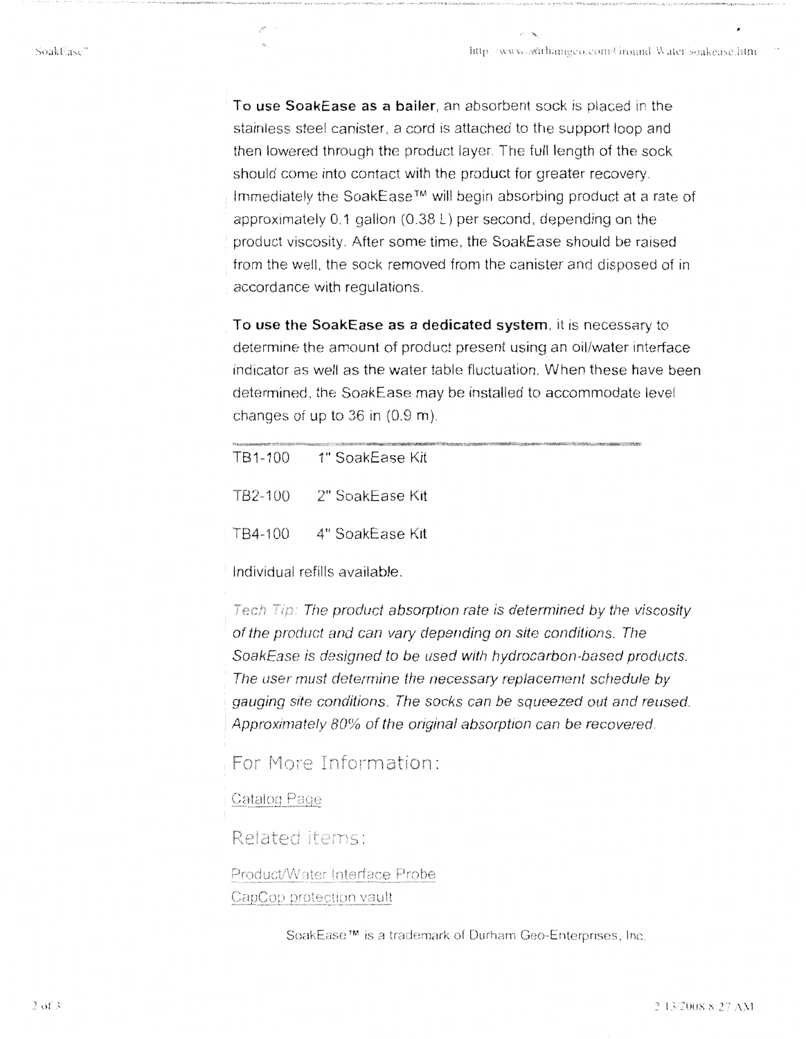**To use SoakEase as a bailer**, an absorbent sock is placed in the stainless steel canister, a cord is attached to the support loop and then lowered through the product layer. The full length of the sock should come into contact with the product for greater recovery. Immediately the SoakEase™ will begin absorbing product at a rate of approximately 0.1 gallon (0.38 L) per second, depending on the product viscosity. After some time, the SoakEase should be raised from the well, the sock removed from the canister and disposed of in accordance with regulations.

**To use the SoakEase as a dedicated system**, it is necessary to determine the amount of product present using an oil/water interface indicator as well as the water table fluctuation. When these have been determined, the SoakEase may be installed to accommodate level changes of up to 36 in (0.9 m).

---

| | |
|---|---|
| TB1-100 | 1" SoakEase Kit |
| TB2-100 | 2" SoakEase Kit |
| TB4-100 | 4" SoakEase Kit |

Individual refills available.

*Tech Tip: The product absorption rate is determined by the viscosity of the product and can vary depending on site conditions. The SoakEase is designed to be used with hydrocarbon-based products. The user must determine the necessary replacement schedule by gauging site conditions. The socks can be squeezed out and reused. Approximately 80% of the original absorption can be recovered.*

## For More Information:

Catalog Page

## Related items:

Product/Water Interface Probe
CapCop protection vault

SoakEase™ is a trademark of Durham Geo-Enterprises, Inc.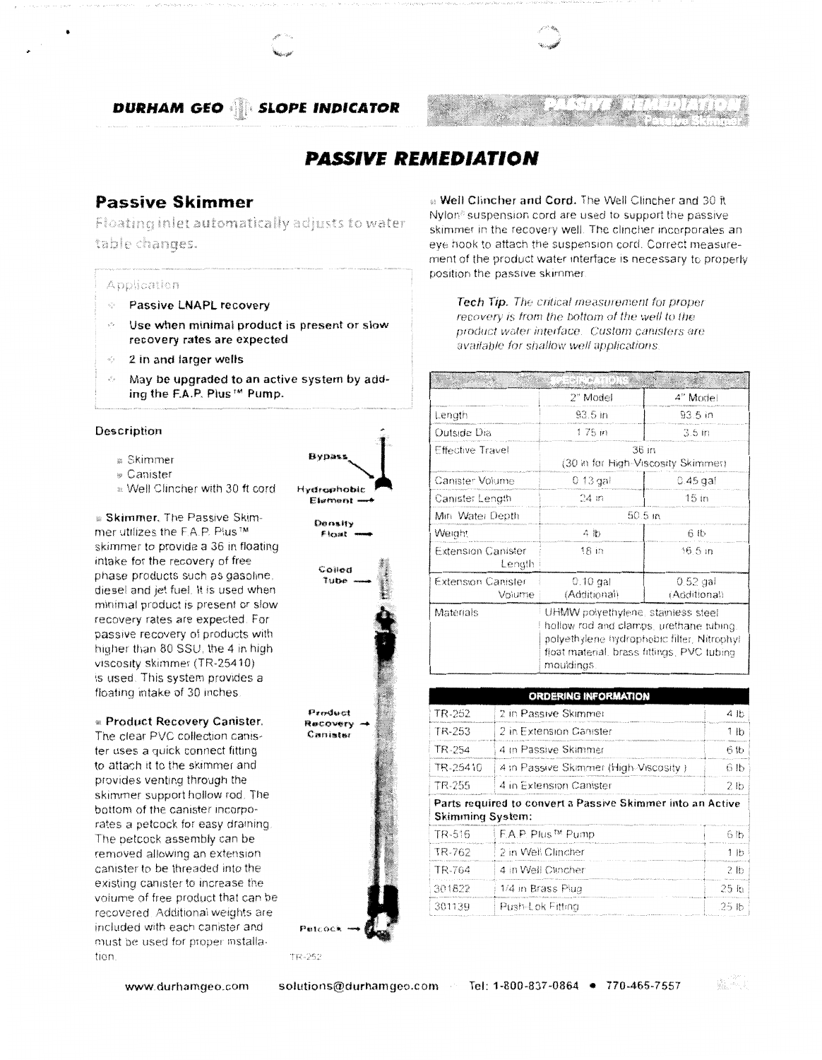# PASSIVE REMEDIATION

## Passive Skimmer

Floating inlet automatically adjusts to water table changes.

### Application

- Passive LNAPL recovery
- Use when minimal product is present or slow recovery rates are expected
- 2 in and larger wells
- May be upgraded to an active system by adding the F.A.P. Plus™ Pump.

### Description

- Skimmer
- Canister
- Well Clincher with 30 ft cord

**Skimmer.** The Passive Skimmer utilizes the F.A.P. Plus™ skimmer to provide a 36 in floating intake for the recovery of free phase products such as gasoline, diesel and jet fuel. It is used when minimal product is present or slow recovery rates are expected. For passive recovery of products with higher than 80 SSU, the 4 in high viscosity skimmer (TR-25410) is used. This system provides a floating intake of 30 inches.

**Product Recovery Canister.** The clear PVC collection canister uses a quick connect fitting to attach it to the skimmer and provides venting through the skimmer support hollow rod. The bottom of the canister incorporates a petcock for easy draining. The petcock assembly can be removed allowing an extension canister to be threaded into the existing canister to increase the volume of free product that can be recovered. Additional weights are included with each canister and must be used for proper installation.

Bypass
Hydrophobic Element
Density Float
Coiled Tube
Product Recovery Canister
Petcock
TR-252

**Well Clincher and Cord.** The Well Clincher and 30 ft Nylon® suspension cord are used to support the passive skimmer in the recovery well. The clincher incorporates an eye hook to attach the suspension cord. Correct measurement of the product water interface is necessary to properly position the passive skimmer.

***Tech Tip.*** *The critical measurement for proper recovery is from the bottom of the well to the product water interface. Custom canisters are available for shallow well applications.*

| SPECIFICATIONS | 2" Model | 4" Model |
|---|---|---|
| Length | 93.5 in | 93.5 in |
| Outside Dia. | 1.75 in | 3.5 in |
| Effective Travel | 36 in (30 in for High-Viscosity Skimmer) | |
| Canister Volume | 0.13 gal | 0.45 gal |
| Canister Length | 24 in | 15 in |
| Min. Water Depth | 50.5 in | |
| Weight | 4 lb | 6 lb |
| Extension Canister Length | 18 in | 16.5 in |
| Extension Canister Volume | 0.10 gal (Additional) | 0.52 gal (Additional) |
| Materials | UHMW polyethylene, stainless steel hollow rod and clamps, urethane tubing, polyethylene hydrophobic filter, Nitrophyl float material, brass fittings, PVC tubing, mouldings | |

| ORDERING INFORMATION | | |
|---|---|---|
| TR-252 | 2 in Passive Skimmer | 4 lb |
| TR-253 | 2 in Extension Canister | 1 lb |
| TR-254 | 4 in Passive Skimmer | 6 lb |
| TR-25410 | 4 in Passive Skimmer (High-Viscosity) | 6 lb |
| TR-255 | 4 in Extension Canister | 2 lb |
| **Parts required to convert a Passive Skimmer into an Active Skimming System:** | | |
| TR-516 | F.A.P. Plus™ Pump | 6 lb |
| TR-762 | 2 in Well Clincher | 1 lb |
| TR-764 | 4 in Well Clincher | 2 lb |
| 301822 | 1/4 in Brass Plug | .25 lb |
| 301139 | Push-Lok Fitting | .25 lb |

www.durhamgeo.com solutions@durhamgeo.com Tel: 1-800-837-0864 • 770-465-7557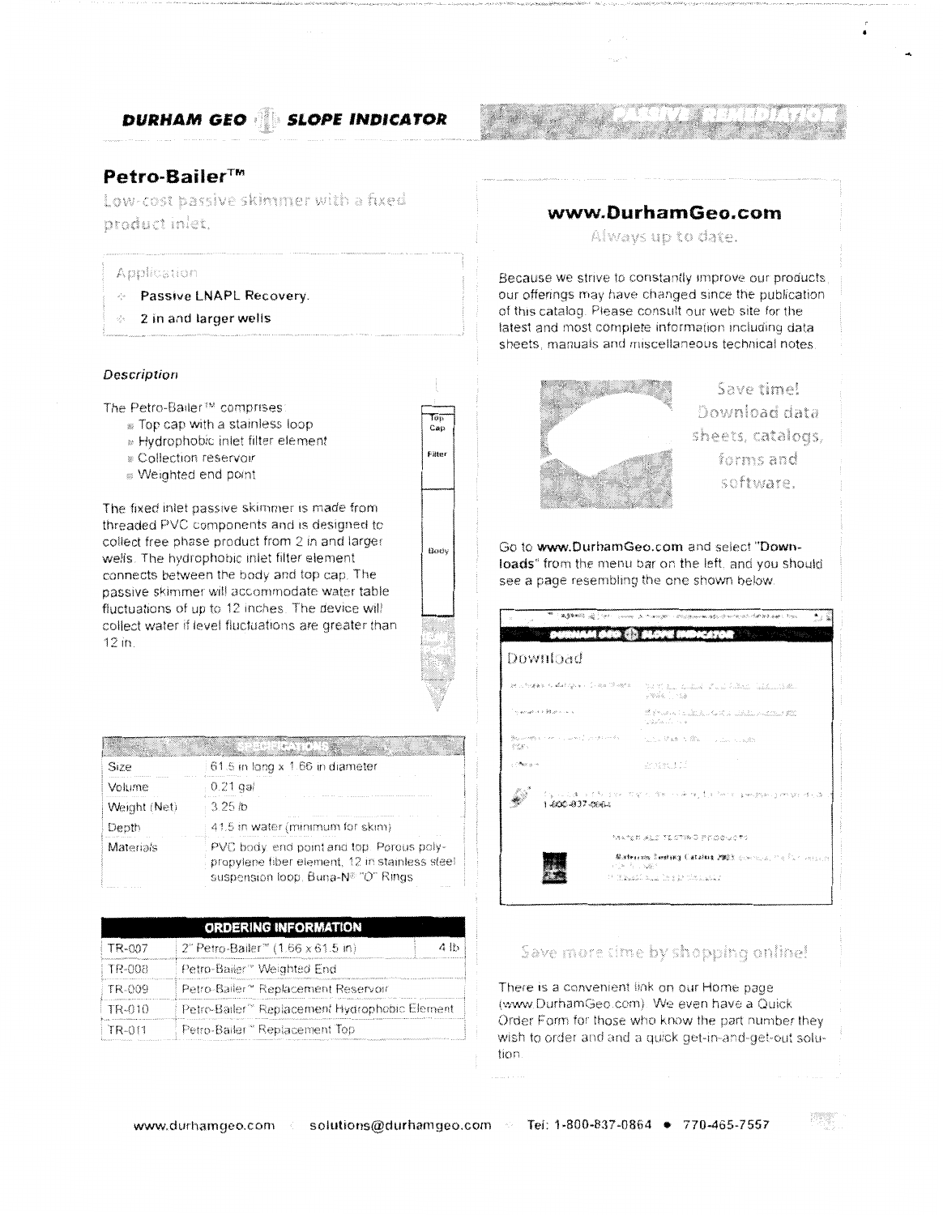DURHAM GEO SLOPE INDICATOR

PASSIVE REMEDIATION

## Petro-Bailer™

Low-cost passive skimmer with a fixed product inlet.

**Application**

- Passive LNAPL Recovery.
- 2 in and larger wells

*Description*

The Petro-Bailer™ comprises:

- Top cap with a stainless loop
- Hydrophobic inlet filter element
- Collection reservoir
- Weighted end point

The fixed inlet passive skimmer is made from threaded PVC components and is designed to collect free phase product from 2 in and larger wells. The hydrophobic inlet filter element connects between the body and top cap. The passive skimmer will accommodate water table fluctuations of up to 12 inches. The device will collect water if level fluctuations are greater than 12 in.

Top Cap
Filter
Body

| SPECIFICATIONS | |
|---|---|
| Size | 61.5 in long x 1.66 in diameter |
| Volume | 0.21 gal |
| Weight (Net) | 3.25 lb |
| Depth | 41.5 in water (minimum for skim) |
| Materials | PVC body, end point and top. Porous polypropylene fiber element, 12 in stainless steel suspension loop, Buna-N® "O" Rings |

| ORDERING INFORMATION | | |
|---|---|---|
| TR-007 | 2" Petro-Bailer™ (1.66 x 61.5 in) | 4 lb |
| TR-008 | Petro-Bailer™ Weighted End | |
| TR-009 | Petro-Bailer™ Replacement Reservoir | |
| TR-010 | Petro-Bailer™ Replacement Hydrophobic Element | |
| TR-011 | Petro-Bailer™ Replacement Top | |

## www.DurhamGeo.com

Always up to date.

Because we strive to constantly improve our products, our offerings may have changed since the publication of this catalog. Please consult our web site for the latest and most complete information including data sheets, manuals and miscellaneous technical notes.

Save time! Download data sheets, catalogs, forms and software.

Go to **www.DurhamGeo.com** and select "**Downloads**" from the menu bar on the left, and you should see a page resembling the one shown below.

Save more time by shopping online!

There is a convenient link on our Home page (www.DurhamGeo.com). We even have a Quick Order Form for those who know the part number they wish to order and and a quick get-in-and-get-out solution.

www.durhamgeo.com solutions@durhamgeo.com Tel: 1-800-837-0864 • 770-465-7557